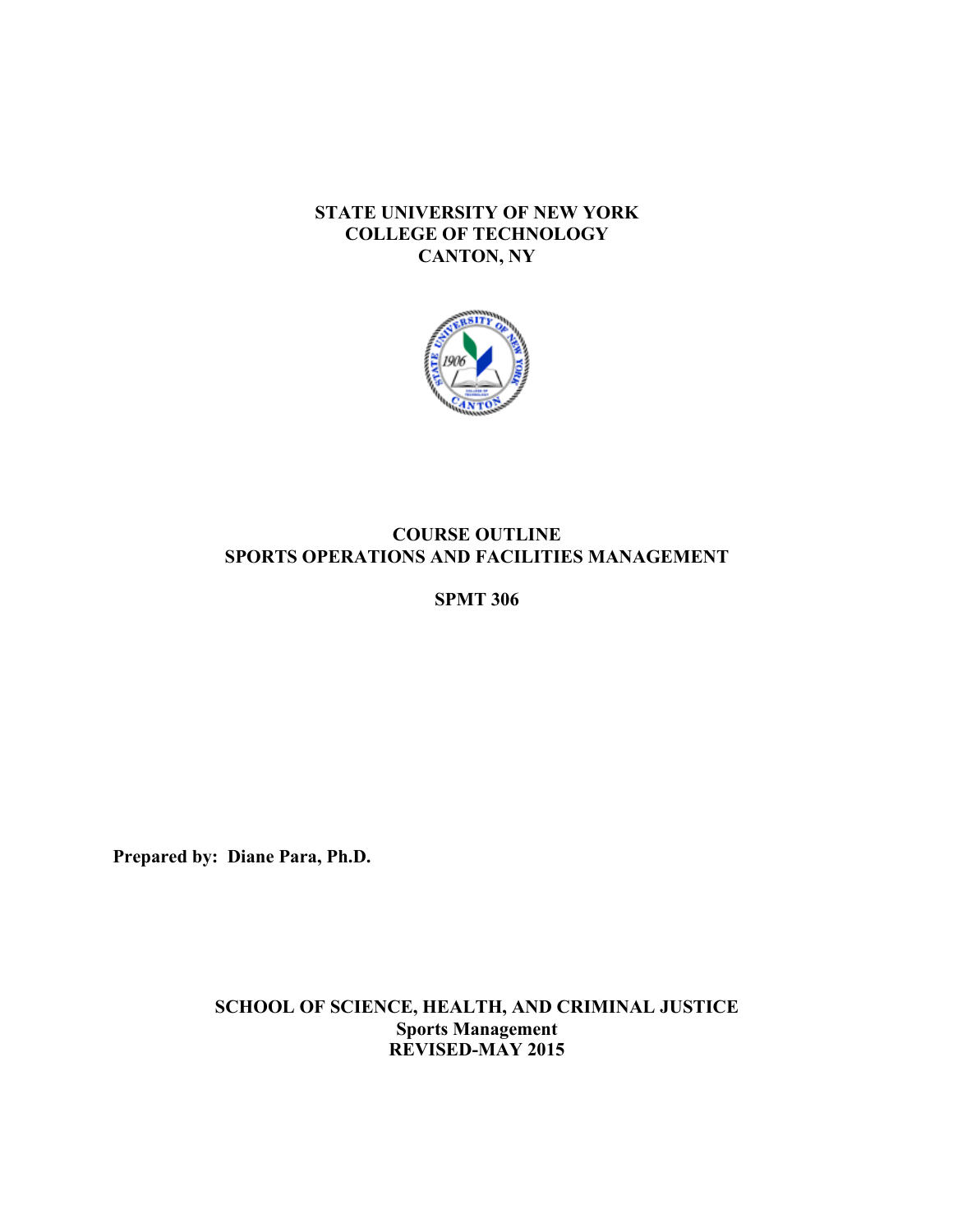**STATE UNIVERSITY OF NEW YORK**
**COLLEGE OF TECHNOLOGY**
**CANTON, NY**

# COURSE OUTLINE
# SPORTS OPERATIONS AND FACILITIES MANAGEMENT

## SPMT 306

**Prepared by: Diane Para, Ph.D.**

**SCHOOL OF SCIENCE, HEALTH, AND CRIMINAL JUSTICE**
**Sports Management**
**REVISED-MAY 2015**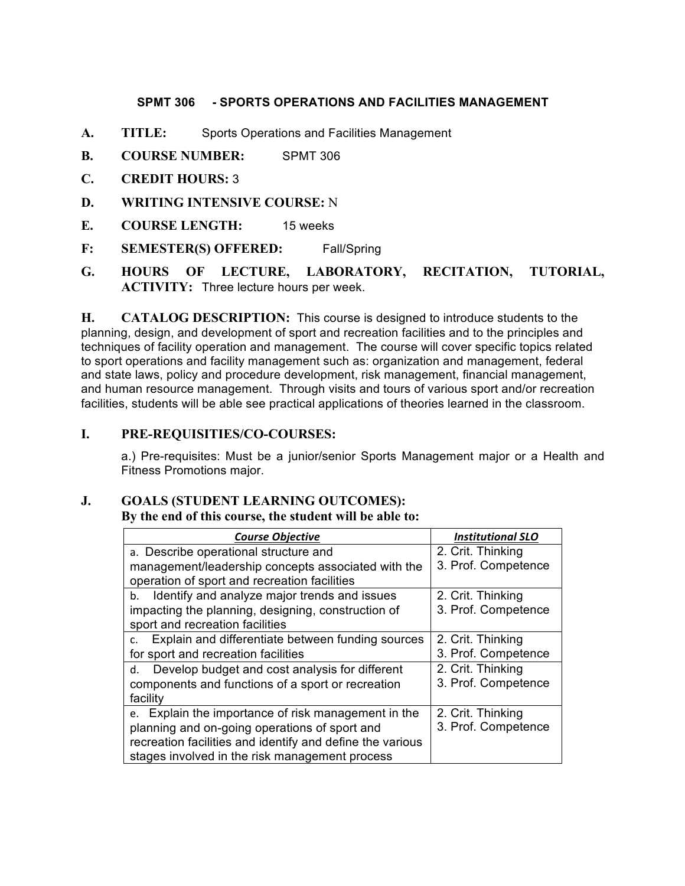## SPMT 306 - SPORTS OPERATIONS AND FACILITIES MANAGEMENT

**A. TITLE:** Sports Operations and Facilities Management

**B. COURSE NUMBER:** SPMT 306

**C. CREDIT HOURS:** 3

**D. WRITING INTENSIVE COURSE:** N

**E. COURSE LENGTH:** 15 weeks

**F: SEMESTER(S) OFFERED:** Fall/Spring

**G. HOURS OF LECTURE, LABORATORY, RECITATION, TUTORIAL, ACTIVITY:** Three lecture hours per week.

**H. CATALOG DESCRIPTION:** This course is designed to introduce students to the planning, design, and development of sport and recreation facilities and to the principles and techniques of facility operation and management. The course will cover specific topics related to sport operations and facility management such as: organization and management, federal and state laws, policy and procedure development, risk management, financial management, and human resource management. Through visits and tours of various sport and/or recreation facilities, students will be able see practical applications of theories learned in the classroom.

**I. PRE-REQUISITIES/CO-COURSES:**

a.) Pre-requisites: Must be a junior/senior Sports Management major or a Health and Fitness Promotions major.

**J. GOALS (STUDENT LEARNING OUTCOMES):**
**By the end of this course, the student will be able to:**

| ***Course Objective*** | ***Institutional SLO*** |
|---|---|
| a. Describe operational structure and management/leadership concepts associated with the operation of sport and recreation facilities | 2. Crit. Thinking<br>3. Prof. Competence |
| b. Identify and analyze major trends and issues impacting the planning, designing, construction of sport and recreation facilities | 2. Crit. Thinking<br>3. Prof. Competence |
| c. Explain and differentiate between funding sources for sport and recreation facilities | 2. Crit. Thinking<br>3. Prof. Competence |
| d. Develop budget and cost analysis for different components and functions of a sport or recreation facility | 2. Crit. Thinking<br>3. Prof. Competence |
| e. Explain the importance of risk management in the planning and on-going operations of sport and recreation facilities and identify and define the various stages involved in the risk management process | 2. Crit. Thinking<br>3. Prof. Competence |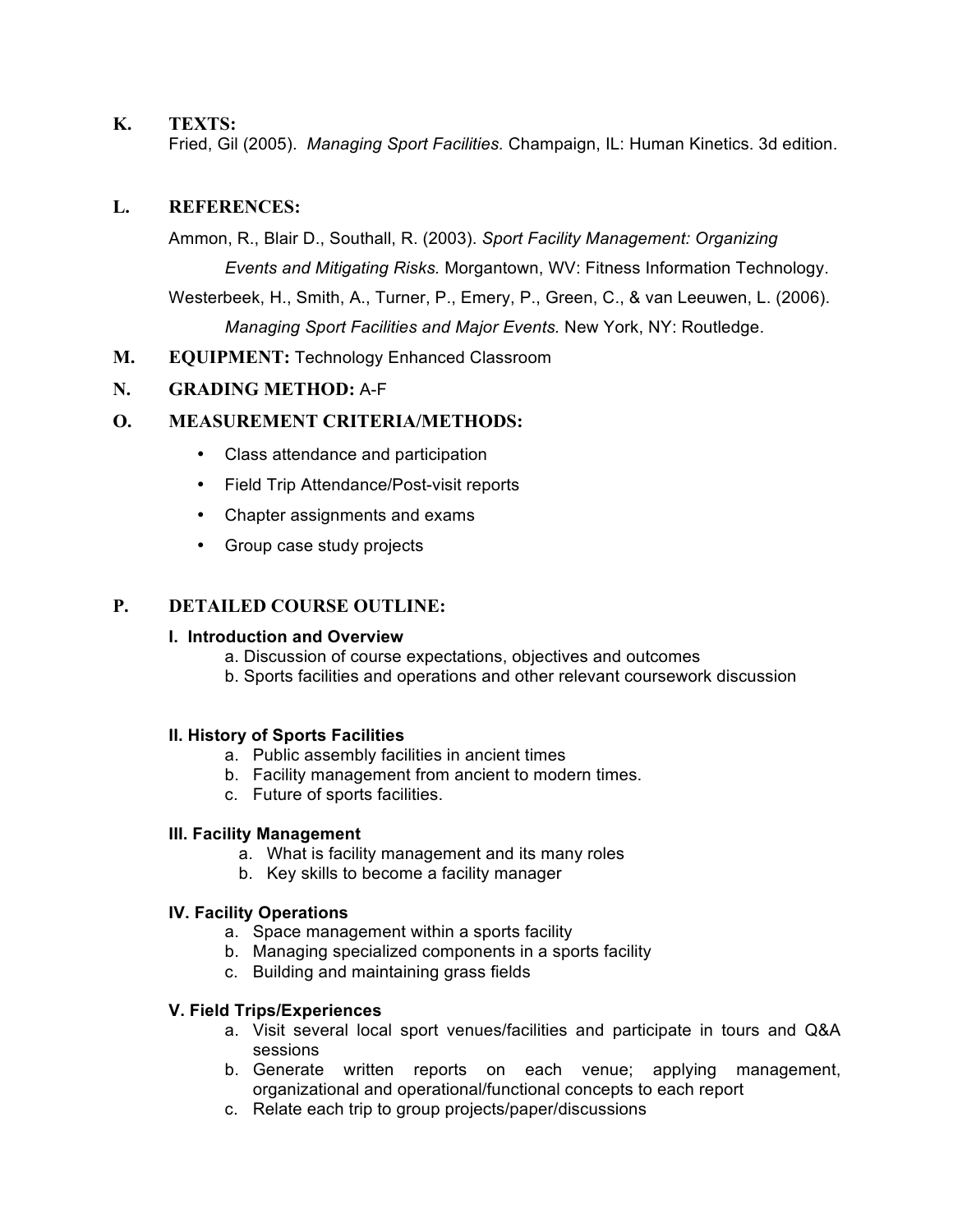## K. TEXTS:

Fried, Gil (2005). *Managing Sport Facilities.* Champaign, IL: Human Kinetics. 3d edition.

## L. REFERENCES:

Ammon, R., Blair D., Southall, R. (2003). *Sport Facility Management: Organizing Events and Mitigating Risks.* Morgantown, WV: Fitness Information Technology.

Westerbeek, H., Smith, A., Turner, P., Emery, P., Green, C., & van Leeuwen, L. (2006). *Managing Sport Facilities and Major Events.* New York, NY: Routledge.

## M. EQUIPMENT: Technology Enhanced Classroom

## N. GRADING METHOD: A-F

## O. MEASUREMENT CRITERIA/METHODS:

- Class attendance and participation
- Field Trip Attendance/Post-visit reports
- Chapter assignments and exams
- Group case study projects

## P. DETAILED COURSE OUTLINE:

**I. Introduction and Overview**

a. Discussion of course expectations, objectives and outcomes
b. Sports facilities and operations and other relevant coursework discussion

**II. History of Sports Facilities**

a. Public assembly facilities in ancient times
b. Facility management from ancient to modern times.
c. Future of sports facilities.

**III. Facility Management**

a. What is facility management and its many roles
b. Key skills to become a facility manager

**IV. Facility Operations**

a. Space management within a sports facility
b. Managing specialized components in a sports facility
c. Building and maintaining grass fields

**V. Field Trips/Experiences**

a. Visit several local sport venues/facilities and participate in tours and Q&A sessions
b. Generate written reports on each venue; applying management, organizational and operational/functional concepts to each report
c. Relate each trip to group projects/paper/discussions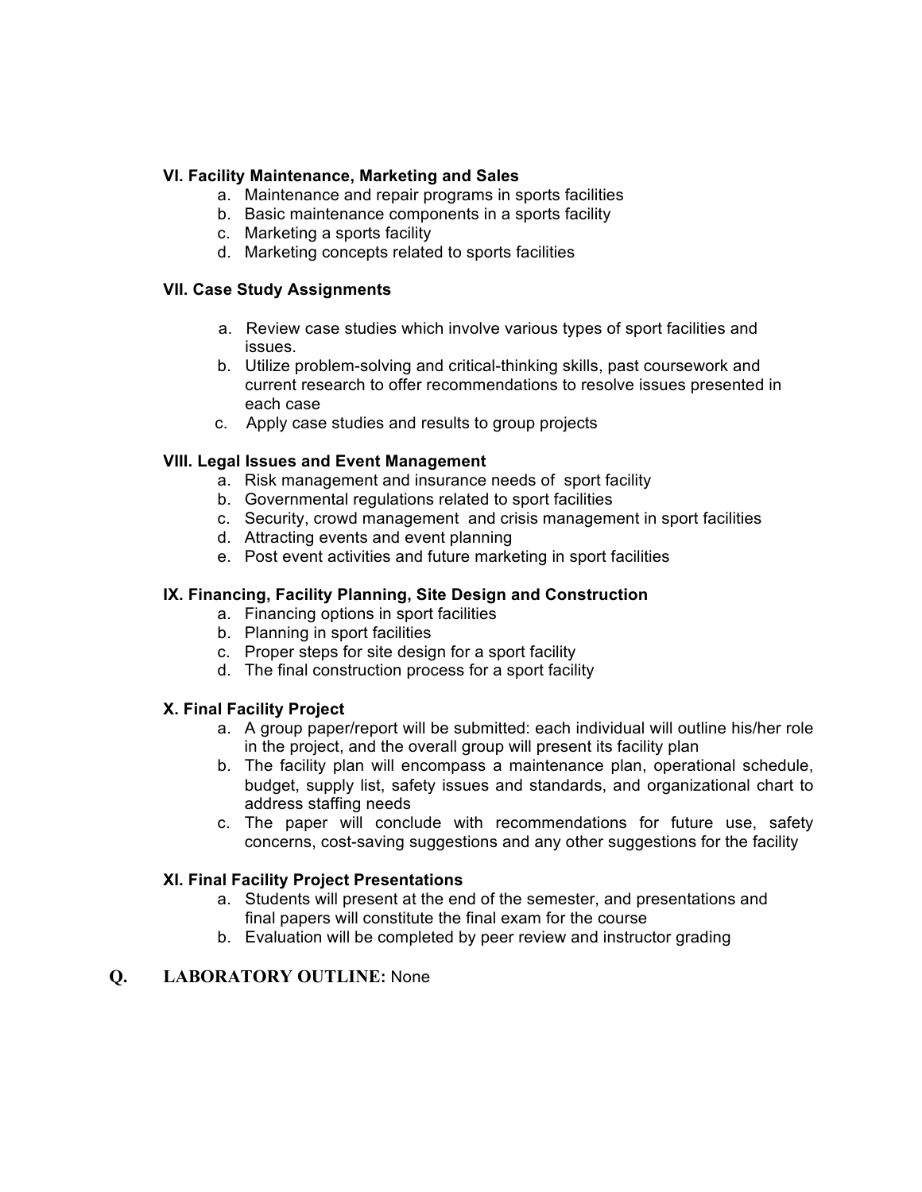**VI. Facility Maintenance, Marketing and Sales**

a. Maintenance and repair programs in sports facilities
b. Basic maintenance components in a sports facility
c. Marketing a sports facility
d. Marketing concepts related to sports facilities

**VII. Case Study Assignments**

a. Review case studies which involve various types of sport facilities and issues.
b. Utilize problem-solving and critical-thinking skills, past coursework and current research to offer recommendations to resolve issues presented in each case
c. Apply case studies and results to group projects

**VIII. Legal Issues and Event Management**

a. Risk management and insurance needs of sport facility
b. Governmental regulations related to sport facilities
c. Security, crowd management and crisis management in sport facilities
d. Attracting events and event planning
e. Post event activities and future marketing in sport facilities

**IX. Financing, Facility Planning, Site Design and Construction**

a. Financing options in sport facilities
b. Planning in sport facilities
c. Proper steps for site design for a sport facility
d. The final construction process for a sport facility

**X. Final Facility Project**

a. A group paper/report will be submitted: each individual will outline his/her role in the project, and the overall group will present its facility plan
b. The facility plan will encompass a maintenance plan, operational schedule, budget, supply list, safety issues and standards, and organizational chart to address staffing needs
c. The paper will conclude with recommendations for future use, safety concerns, cost-saving suggestions and any other suggestions for the facility

**XI. Final Facility Project Presentations**

a. Students will present at the end of the semester, and presentations and final papers will constitute the final exam for the course
b. Evaluation will be completed by peer review and instructor grading

**Q. LABORATORY OUTLINE:** None